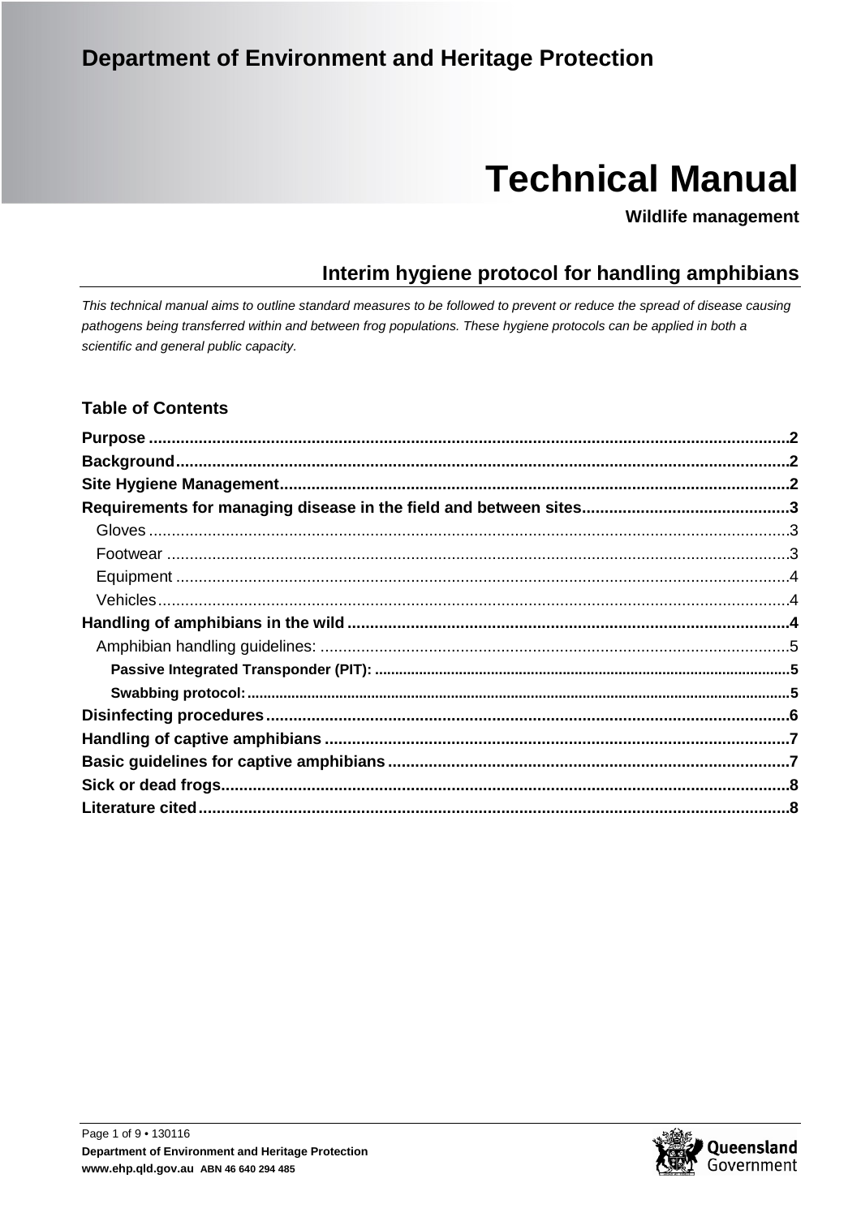## Department of Environment and Heritage Protection

# Technical Manual

**Wildlife management**

## Interim hygiene protocol for handling amphibians

*This technical manual aims to outline standard measures to be followed to prevent or reduce the spread of disease causing pathogens being transferred within and between frog populations. These hygiene protocols can be applied in both a scientific and general public capacity.*

### Table of Contents

**Purpose** ..... 2
**Background** ..... 2
**Site Hygiene Management** ..... 2
**Requirements for managing disease in the field and between sites** ..... 3
- Gloves ..... 3
- Footwear ..... 3
- Equipment ..... 4
- Vehicles ..... 4

**Handling of amphibians in the wild** ..... 4
- Amphibian handling guidelines: ..... 5
  - **Passive Integrated Transponder (PIT):** ..... 5
  - **Swabbing protocol:** ..... 5

**Disinfecting procedures** ..... 6
**Handling of captive amphibians** ..... 7
**Basic guidelines for captive amphibians** ..... 7
**Sick or dead frogs** ..... 8
**Literature cited** ..... 8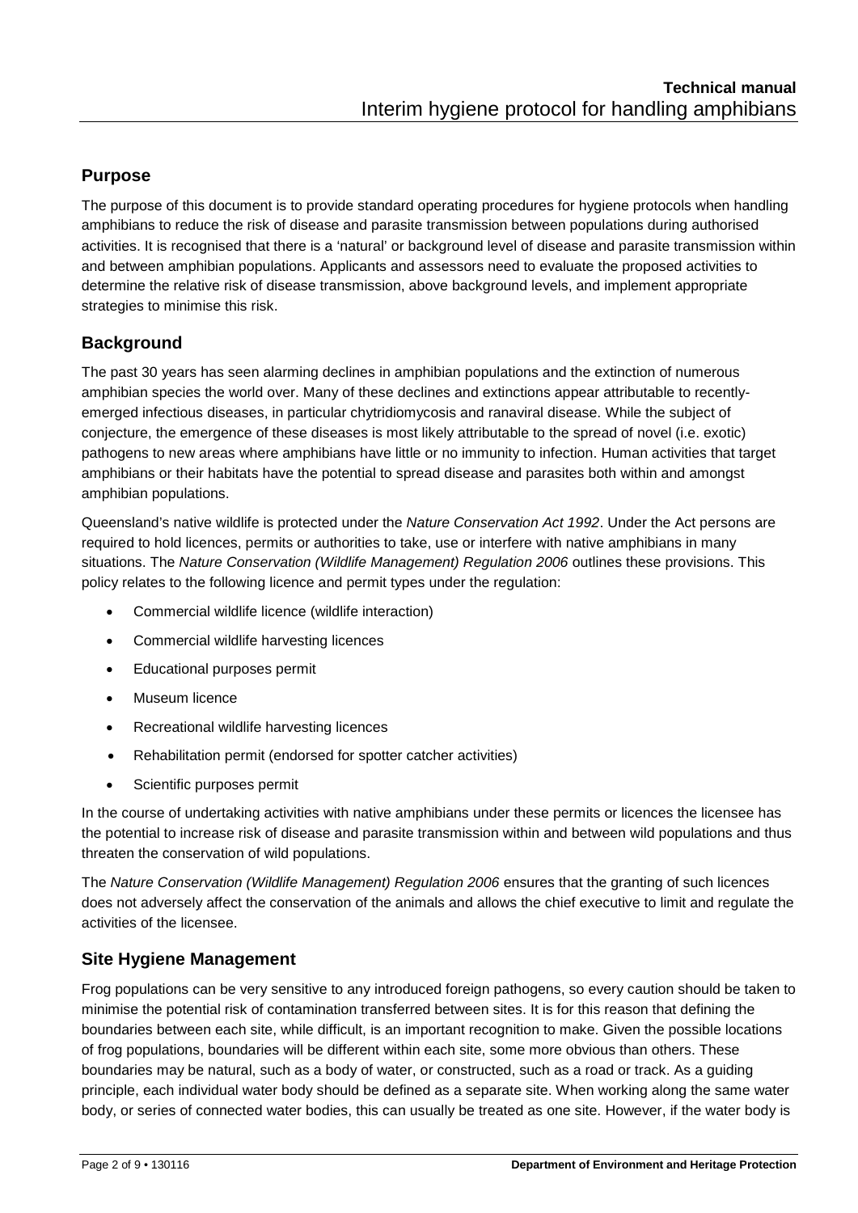## Purpose

The purpose of this document is to provide standard operating procedures for hygiene protocols when handling amphibians to reduce the risk of disease and parasite transmission between populations during authorised activities. It is recognised that there is a 'natural' or background level of disease and parasite transmission within and between amphibian populations. Applicants and assessors need to evaluate the proposed activities to determine the relative risk of disease transmission, above background levels, and implement appropriate strategies to minimise this risk.

## Background

The past 30 years has seen alarming declines in amphibian populations and the extinction of numerous amphibian species the world over. Many of these declines and extinctions appear attributable to recently-emerged infectious diseases, in particular chytridiomycosis and ranaviral disease. While the subject of conjecture, the emergence of these diseases is most likely attributable to the spread of novel (i.e. exotic) pathogens to new areas where amphibians have little or no immunity to infection. Human activities that target amphibians or their habitats have the potential to spread disease and parasites both within and amongst amphibian populations.

Queensland's native wildlife is protected under the *Nature Conservation Act 1992*. Under the Act persons are required to hold licences, permits or authorities to take, use or interfere with native amphibians in many situations. The *Nature Conservation (Wildlife Management) Regulation 2006* outlines these provisions. This policy relates to the following licence and permit types under the regulation:

- Commercial wildlife licence (wildlife interaction)
- Commercial wildlife harvesting licences
- Educational purposes permit
- Museum licence
- Recreational wildlife harvesting licences
- Rehabilitation permit (endorsed for spotter catcher activities)
- Scientific purposes permit

In the course of undertaking activities with native amphibians under these permits or licences the licensee has the potential to increase risk of disease and parasite transmission within and between wild populations and thus threaten the conservation of wild populations.

The *Nature Conservation (Wildlife Management) Regulation 2006* ensures that the granting of such licences does not adversely affect the conservation of the animals and allows the chief executive to limit and regulate the activities of the licensee.

## Site Hygiene Management

Frog populations can be very sensitive to any introduced foreign pathogens, so every caution should be taken to minimise the potential risk of contamination transferred between sites. It is for this reason that defining the boundaries between each site, while difficult, is an important recognition to make. Given the possible locations of frog populations, boundaries will be different within each site, some more obvious than others. These boundaries may be natural, such as a body of water, or constructed, such as a road or track. As a guiding principle, each individual water body should be defined as a separate site. When working along the same water body, or series of connected water bodies, this can usually be treated as one site. However, if the water body is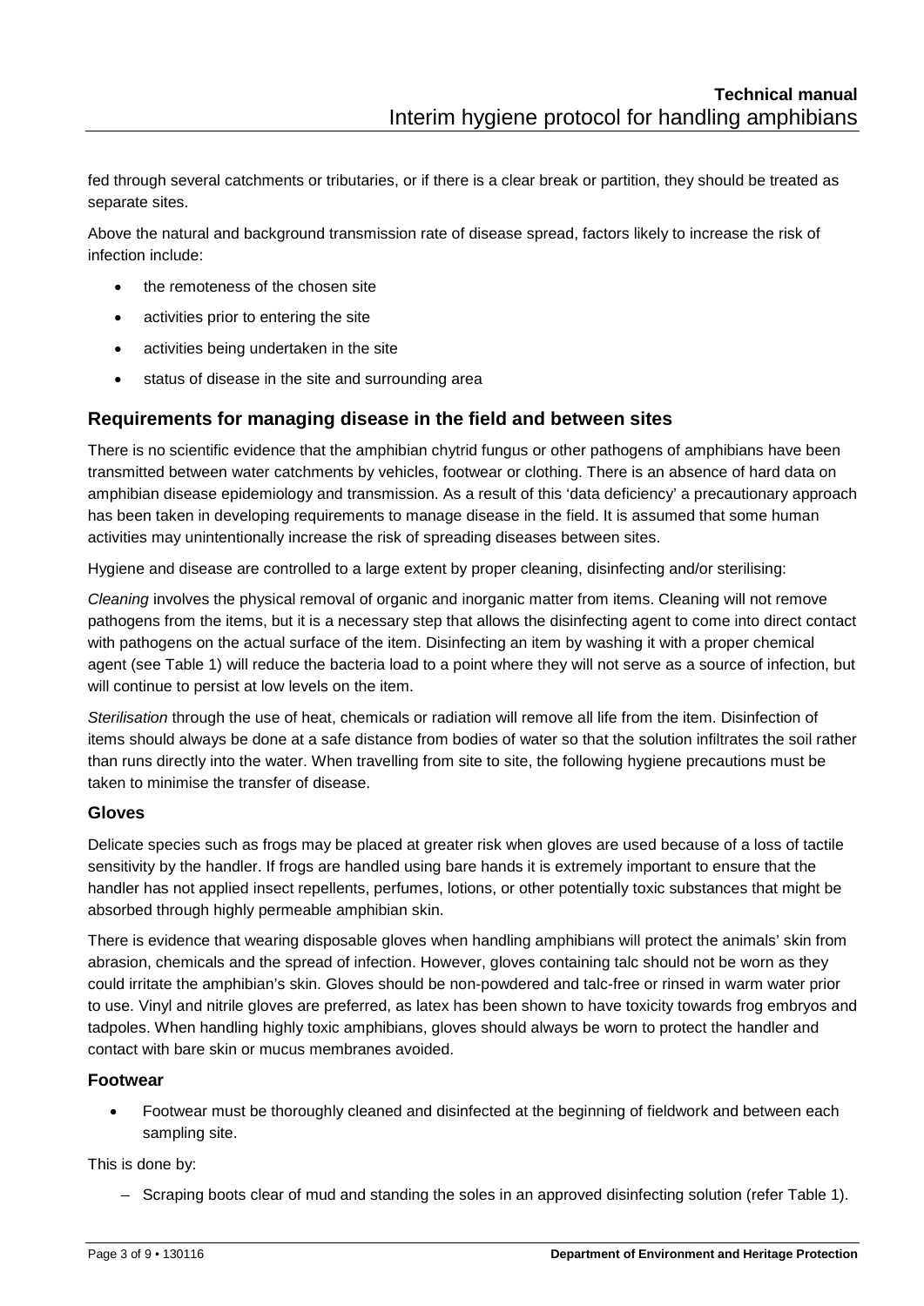fed through several catchments or tributaries, or if there is a clear break or partition, they should be treated as separate sites.

Above the natural and background transmission rate of disease spread, factors likely to increase the risk of infection include:

- the remoteness of the chosen site
- activities prior to entering the site
- activities being undertaken in the site
- status of disease in the site and surrounding area

## Requirements for managing disease in the field and between sites

There is no scientific evidence that the amphibian chytrid fungus or other pathogens of amphibians have been transmitted between water catchments by vehicles, footwear or clothing. There is an absence of hard data on amphibian disease epidemiology and transmission. As a result of this 'data deficiency' a precautionary approach has been taken in developing requirements to manage disease in the field. It is assumed that some human activities may unintentionally increase the risk of spreading diseases between sites.

Hygiene and disease are controlled to a large extent by proper cleaning, disinfecting and/or sterilising:

*Cleaning* involves the physical removal of organic and inorganic matter from items. Cleaning will not remove pathogens from the items, but it is a necessary step that allows the disinfecting agent to come into direct contact with pathogens on the actual surface of the item. Disinfecting an item by washing it with a proper chemical agent (see Table 1) will reduce the bacteria load to a point where they will not serve as a source of infection, but will continue to persist at low levels on the item.

*Sterilisation* through the use of heat, chemicals or radiation will remove all life from the item. Disinfection of items should always be done at a safe distance from bodies of water so that the solution infiltrates the soil rather than runs directly into the water. When travelling from site to site, the following hygiene precautions must be taken to minimise the transfer of disease.

### Gloves

Delicate species such as frogs may be placed at greater risk when gloves are used because of a loss of tactile sensitivity by the handler. If frogs are handled using bare hands it is extremely important to ensure that the handler has not applied insect repellents, perfumes, lotions, or other potentially toxic substances that might be absorbed through highly permeable amphibian skin.

There is evidence that wearing disposable gloves when handling amphibians will protect the animals' skin from abrasion, chemicals and the spread of infection. However, gloves containing talc should not be worn as they could irritate the amphibian's skin. Gloves should be non-powdered and talc-free or rinsed in warm water prior to use. Vinyl and nitrile gloves are preferred, as latex has been shown to have toxicity towards frog embryos and tadpoles. When handling highly toxic amphibians, gloves should always be worn to protect the handler and contact with bare skin or mucus membranes avoided.

### Footwear

- Footwear must be thoroughly cleaned and disinfected at the beginning of fieldwork and between each sampling site.

This is done by:

  - Scraping boots clear of mud and standing the soles in an approved disinfecting solution (refer Table 1).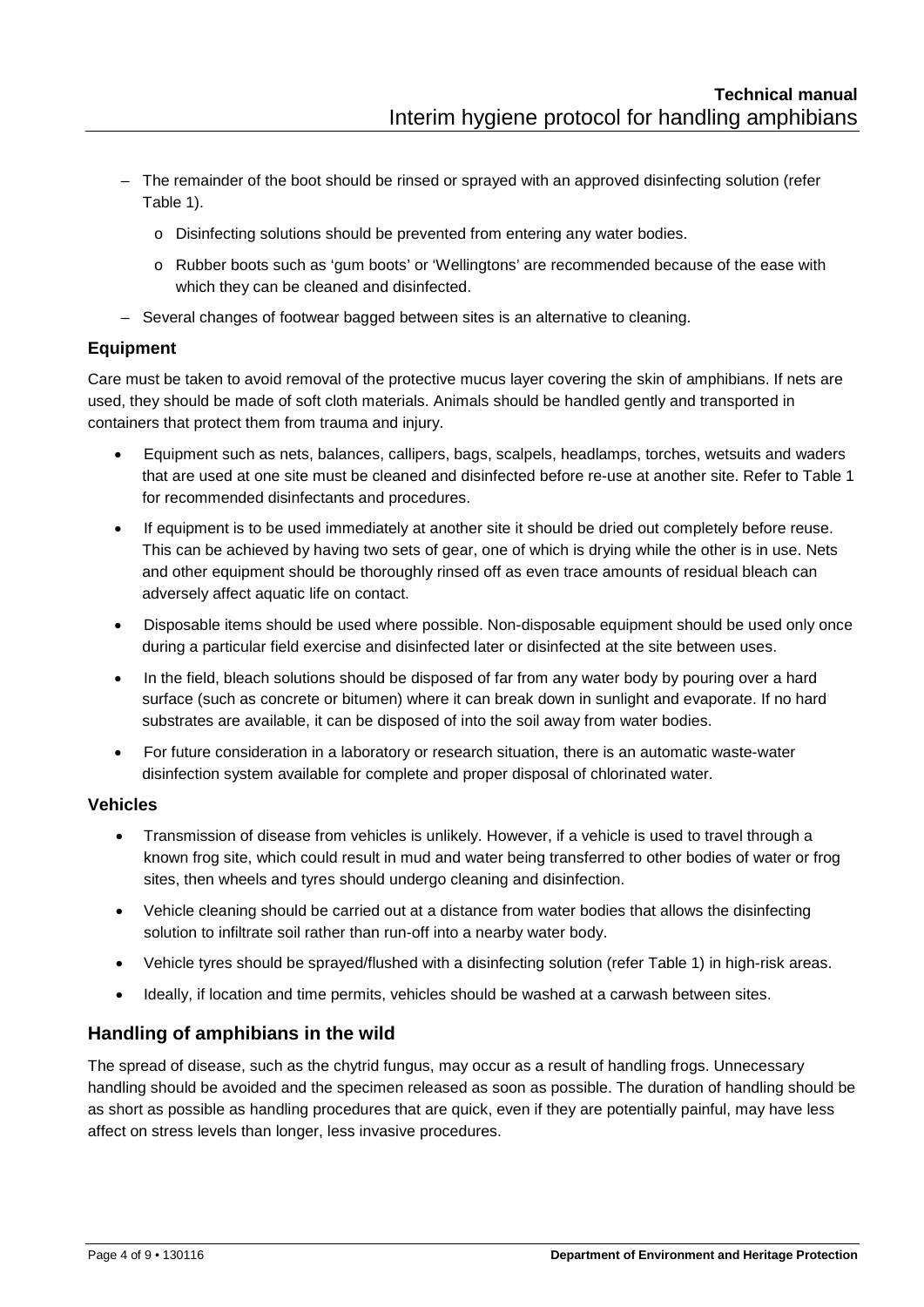- The remainder of the boot should be rinsed or sprayed with an approved disinfecting solution (refer Table 1).
    - Disinfecting solutions should be prevented from entering any water bodies.
    - Rubber boots such as 'gum boots' or 'Wellingtons' are recommended because of the ease with which they can be cleaned and disinfected.
- Several changes of footwear bagged between sites is an alternative to cleaning.

### Equipment

Care must be taken to avoid removal of the protective mucus layer covering the skin of amphibians. If nets are used, they should be made of soft cloth materials. Animals should be handled gently and transported in containers that protect them from trauma and injury.

- Equipment such as nets, balances, callipers, bags, scalpels, headlamps, torches, wetsuits and waders that are used at one site must be cleaned and disinfected before re-use at another site. Refer to Table 1 for recommended disinfectants and procedures.
- If equipment is to be used immediately at another site it should be dried out completely before reuse. This can be achieved by having two sets of gear, one of which is drying while the other is in use. Nets and other equipment should be thoroughly rinsed off as even trace amounts of residual bleach can adversely affect aquatic life on contact.
- Disposable items should be used where possible. Non-disposable equipment should be used only once during a particular field exercise and disinfected later or disinfected at the site between uses.
- In the field, bleach solutions should be disposed of far from any water body by pouring over a hard surface (such as concrete or bitumen) where it can break down in sunlight and evaporate. If no hard substrates are available, it can be disposed of into the soil away from water bodies.
- For future consideration in a laboratory or research situation, there is an automatic waste-water disinfection system available for complete and proper disposal of chlorinated water.

### Vehicles

- Transmission of disease from vehicles is unlikely. However, if a vehicle is used to travel through a known frog site, which could result in mud and water being transferred to other bodies of water or frog sites, then wheels and tyres should undergo cleaning and disinfection.
- Vehicle cleaning should be carried out at a distance from water bodies that allows the disinfecting solution to infiltrate soil rather than run-off into a nearby water body.
- Vehicle tyres should be sprayed/flushed with a disinfecting solution (refer Table 1) in high-risk areas.
- Ideally, if location and time permits, vehicles should be washed at a carwash between sites.

## Handling of amphibians in the wild

The spread of disease, such as the chytrid fungus, may occur as a result of handling frogs. Unnecessary handling should be avoided and the specimen released as soon as possible. The duration of handling should be as short as possible as handling procedures that are quick, even if they are potentially painful, may have less affect on stress levels than longer, less invasive procedures.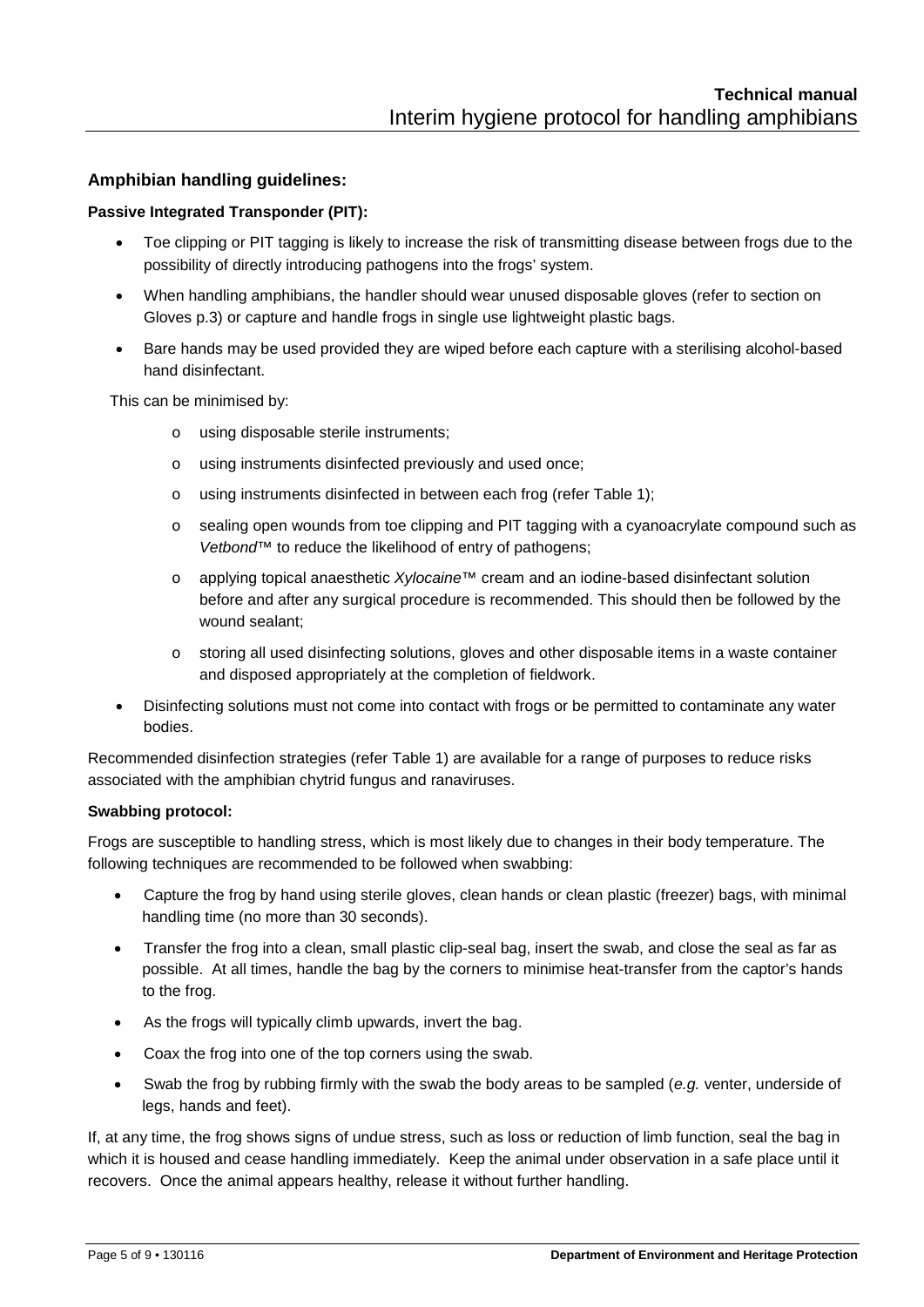### Amphibian handling guidelines:

**Passive Integrated Transponder (PIT):**

- Toe clipping or PIT tagging is likely to increase the risk of transmitting disease between frogs due to the possibility of directly introducing pathogens into the frogs' system.
- When handling amphibians, the handler should wear unused disposable gloves (refer to section on Gloves p.3) or capture and handle frogs in single use lightweight plastic bags.
- Bare hands may be used provided they are wiped before each capture with a sterilising alcohol-based hand disinfectant.

This can be minimised by:

- o using disposable sterile instruments;
- o using instruments disinfected previously and used once;
- o using instruments disinfected in between each frog (refer Table 1);
- o sealing open wounds from toe clipping and PIT tagging with a cyanoacrylate compound such as *Vetbond*™ to reduce the likelihood of entry of pathogens;
- o applying topical anaesthetic *Xylocaine*™ cream and an iodine-based disinfectant solution before and after any surgical procedure is recommended. This should then be followed by the wound sealant;
- o storing all used disinfecting solutions, gloves and other disposable items in a waste container and disposed appropriately at the completion of fieldwork.

- Disinfecting solutions must not come into contact with frogs or be permitted to contaminate any water bodies.

Recommended disinfection strategies (refer Table 1) are available for a range of purposes to reduce risks associated with the amphibian chytrid fungus and ranaviruses.

**Swabbing protocol:**

Frogs are susceptible to handling stress, which is most likely due to changes in their body temperature. The following techniques are recommended to be followed when swabbing:

- Capture the frog by hand using sterile gloves, clean hands or clean plastic (freezer) bags, with minimal handling time (no more than 30 seconds).
- Transfer the frog into a clean, small plastic clip-seal bag, insert the swab, and close the seal as far as possible. At all times, handle the bag by the corners to minimise heat-transfer from the captor's hands to the frog.
- As the frogs will typically climb upwards, invert the bag.
- Coax the frog into one of the top corners using the swab.
- Swab the frog by rubbing firmly with the swab the body areas to be sampled (*e.g.* venter, underside of legs, hands and feet).

If, at any time, the frog shows signs of undue stress, such as loss or reduction of limb function, seal the bag in which it is housed and cease handling immediately. Keep the animal under observation in a safe place until it recovers. Once the animal appears healthy, release it without further handling.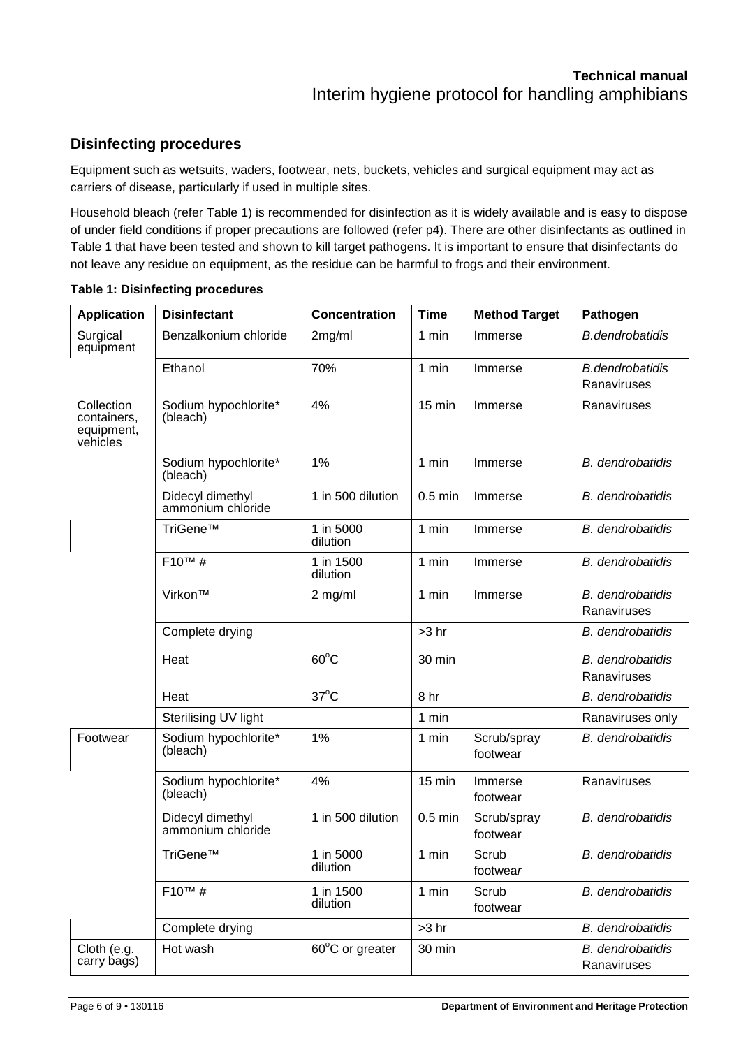## Disinfecting procedures

Equipment such as wetsuits, waders, footwear, nets, buckets, vehicles and surgical equipment may act as carriers of disease, particularly if used in multiple sites.

Household bleach (refer Table 1) is recommended for disinfection as it is widely available and is easy to dispose of under field conditions if proper precautions are followed (refer p4). There are other disinfectants as outlined in Table 1 that have been tested and shown to kill target pathogens. It is important to ensure that disinfectants do not leave any residue on equipment, as the residue can be harmful to frogs and their environment.

**Table 1: Disinfecting procedures**

| Application | Disinfectant | Concentration | Time | Method Target | Pathogen |
|---|---|---|---|---|---|
| Surgical equipment | Benzalkonium chloride | 2mg/ml | 1 min | Immerse | *B.dendrobatidis* |
| | Ethanol | 70% | 1 min | Immerse | *B.dendrobatidis* Ranaviruses |
| Collection containers, equipment, vehicles | Sodium hypochlorite* (bleach) | 4% | 15 min | Immerse | Ranaviruses |
| | Sodium hypochlorite* (bleach) | 1% | 1 min | Immerse | *B. dendrobatidis* |
| | Didecyl dimethyl ammonium chloride | 1 in 500 dilution | 0.5 min | Immerse | *B. dendrobatidis* |
| | TriGene™ | 1 in 5000 dilution | 1 min | Immerse | *B. dendrobatidis* |
| | F10™ # | 1 in 1500 dilution | 1 min | Immerse | *B. dendrobatidis* |
| | Virkon™ | 2 mg/ml | 1 min | Immerse | *B. dendrobatidis* Ranaviruses |
| | Complete drying | | >3 hr | | *B. dendrobatidis* |
| | Heat | 60°C | 30 min | | *B. dendrobatidis* Ranaviruses |
| | Heat | 37°C | 8 hr | | *B. dendrobatidis* |
| | Sterilising UV light | | 1 min | | Ranaviruses only |
| Footwear | Sodium hypochlorite* (bleach) | 1% | 1 min | Scrub/spray footwear | *B. dendrobatidis* |
| | Sodium hypochlorite* (bleach) | 4% | 15 min | Immerse footwear | Ranaviruses |
| | Didecyl dimethyl ammonium chloride | 1 in 500 dilution | 0.5 min | Scrub/spray footwear | *B. dendrobatidis* |
| | TriGene™ | 1 in 5000 dilution | 1 min | Scrub footwear | *B. dendrobatidis* |
| | F10™ # | 1 in 1500 dilution | 1 min | Scrub footwear | *B. dendrobatidis* |
| | Complete drying | | >3 hr | | *B. dendrobatidis* |
| Cloth (e.g. carry bags) | Hot wash | 60°C or greater | 30 min | | *B. dendrobatidis* Ranaviruses |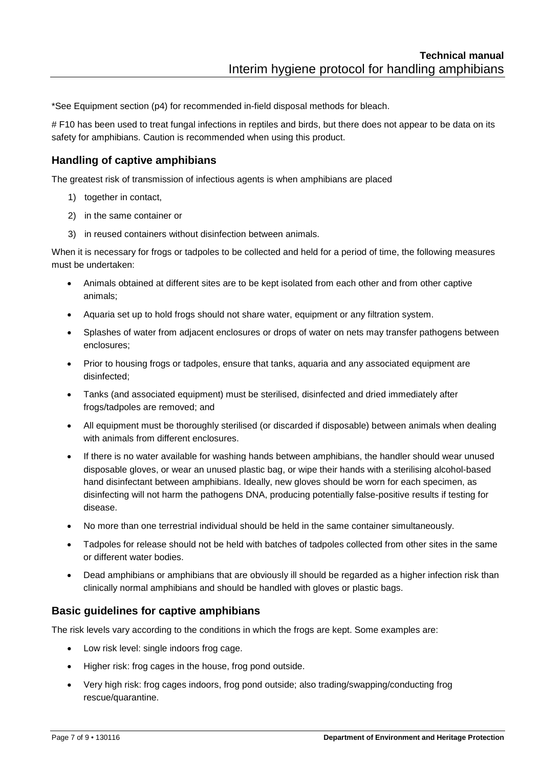*See Equipment section (p4) for recommended in-field disposal methods for bleach.

# F10 has been used to treat fungal infections in reptiles and birds, but there does not appear to be data on its safety for amphibians. Caution is recommended when using this product.

## Handling of captive amphibians

The greatest risk of transmission of infectious agents is when amphibians are placed

1) together in contact,
2) in the same container or
3) in reused containers without disinfection between animals.

When it is necessary for frogs or tadpoles to be collected and held for a period of time, the following measures must be undertaken:

- Animals obtained at different sites are to be kept isolated from each other and from other captive animals;
- Aquaria set up to hold frogs should not share water, equipment or any filtration system.
- Splashes of water from adjacent enclosures or drops of water on nets may transfer pathogens between enclosures;
- Prior to housing frogs or tadpoles, ensure that tanks, aquaria and any associated equipment are disinfected;
- Tanks (and associated equipment) must be sterilised, disinfected and dried immediately after frogs/tadpoles are removed; and
- All equipment must be thoroughly sterilised (or discarded if disposable) between animals when dealing with animals from different enclosures.
- If there is no water available for washing hands between amphibians, the handler should wear unused disposable gloves, or wear an unused plastic bag, or wipe their hands with a sterilising alcohol-based hand disinfectant between amphibians. Ideally, new gloves should be worn for each specimen, as disinfecting will not harm the pathogens DNA, producing potentially false-positive results if testing for disease.
- No more than one terrestrial individual should be held in the same container simultaneously.
- Tadpoles for release should not be held with batches of tadpoles collected from other sites in the same or different water bodies.
- Dead amphibians or amphibians that are obviously ill should be regarded as a higher infection risk than clinically normal amphibians and should be handled with gloves or plastic bags.

## Basic guidelines for captive amphibians

The risk levels vary according to the conditions in which the frogs are kept. Some examples are:

- Low risk level: single indoors frog cage.
- Higher risk: frog cages in the house, frog pond outside.
- Very high risk: frog cages indoors, frog pond outside; also trading/swapping/conducting frog rescue/quarantine.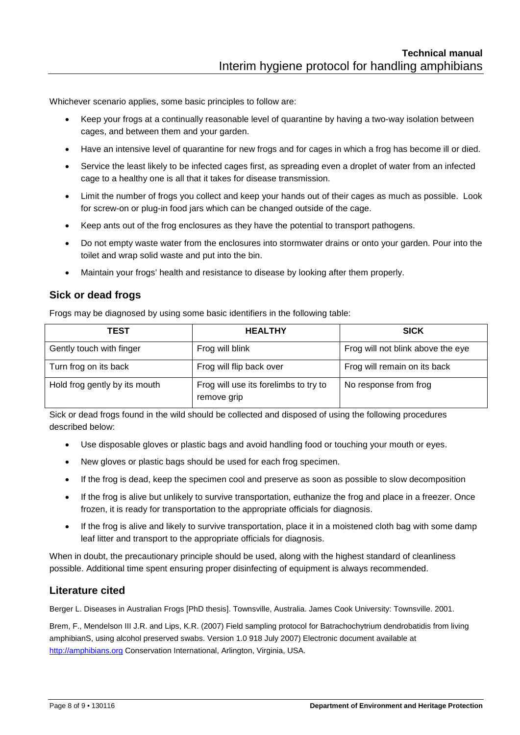Whichever scenario applies, some basic principles to follow are:

- Keep your frogs at a continually reasonable level of quarantine by having a two-way isolation between cages, and between them and your garden.
- Have an intensive level of quarantine for new frogs and for cages in which a frog has become ill or died.
- Service the least likely to be infected cages first, as spreading even a droplet of water from an infected cage to a healthy one is all that it takes for disease transmission.
- Limit the number of frogs you collect and keep your hands out of their cages as much as possible. Look for screw-on or plug-in food jars which can be changed outside of the cage.
- Keep ants out of the frog enclosures as they have the potential to transport pathogens.
- Do not empty waste water from the enclosures into stormwater drains or onto your garden. Pour into the toilet and wrap solid waste and put into the bin.
- Maintain your frogs' health and resistance to disease by looking after them properly.

## Sick or dead frogs

Frogs may be diagnosed by using some basic identifiers in the following table:

| TEST | HEALTHY | SICK |
|---|---|---|
| Gently touch with finger | Frog will blink | Frog will not blink above the eye |
| Turn frog on its back | Frog will flip back over | Frog will remain on its back |
| Hold frog gently by its mouth | Frog will use its forelimbs to try to remove grip | No response from frog |

Sick or dead frogs found in the wild should be collected and disposed of using the following procedures described below:

- Use disposable gloves or plastic bags and avoid handling food or touching your mouth or eyes.
- New gloves or plastic bags should be used for each frog specimen.
- If the frog is dead, keep the specimen cool and preserve as soon as possible to slow decomposition
- If the frog is alive but unlikely to survive transportation, euthanize the frog and place in a freezer. Once frozen, it is ready for transportation to the appropriate officials for diagnosis.
- If the frog is alive and likely to survive transportation, place it in a moistened cloth bag with some damp leaf litter and transport to the appropriate officials for diagnosis.

When in doubt, the precautionary principle should be used, along with the highest standard of cleanliness possible. Additional time spent ensuring proper disinfecting of equipment is always recommended.

## Literature cited

Berger L. Diseases in Australian Frogs [PhD thesis]. Townsville, Australia. James Cook University: Townsville. 2001.

Brem, F., Mendelson III J.R. and Lips, K.R. (2007) Field sampling protocol for Batrachochytrium dendrobatidis from living amphibianS, using alcohol preserved swabs. Version 1.0 918 July 2007) Electronic document available at http://amphibians.org Conservation International, Arlington, Virginia, USA.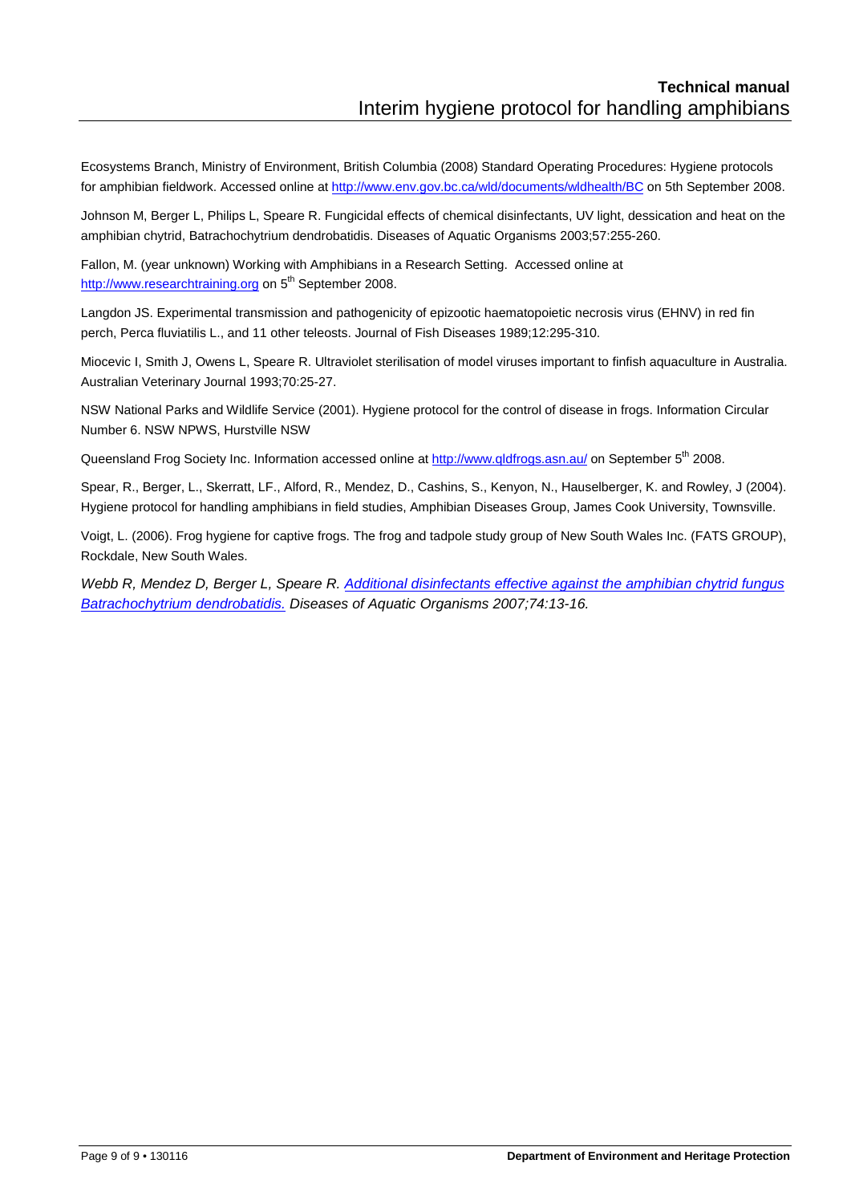Ecosystems Branch, Ministry of Environment, British Columbia (2008) Standard Operating Procedures: Hygiene protocols for amphibian fieldwork. Accessed online at http://www.env.gov.bc.ca/wld/documents/wldhealth/BC on 5th September 2008.

Johnson M, Berger L, Philips L, Speare R. Fungicidal effects of chemical disinfectants, UV light, dessication and heat on the amphibian chytrid, Batrachochytrium dendrobatidis. Diseases of Aquatic Organisms 2003;57:255-260.

Fallon, M. (year unknown) Working with Amphibians in a Research Setting. Accessed online at http://www.researchtraining.org on 5th September 2008.

Langdon JS. Experimental transmission and pathogenicity of epizootic haematopoietic necrosis virus (EHNV) in red fin perch, Perca fluviatilis L., and 11 other teleosts. Journal of Fish Diseases 1989;12:295-310.

Miocevic I, Smith J, Owens L, Speare R. Ultraviolet sterilisation of model viruses important to finfish aquaculture in Australia. Australian Veterinary Journal 1993;70:25-27.

NSW National Parks and Wildlife Service (2001). Hygiene protocol for the control of disease in frogs. Information Circular Number 6. NSW NPWS, Hurstville NSW

Queensland Frog Society Inc. Information accessed online at http://www.qldfrogs.asn.au/ on September 5th 2008.

Spear, R., Berger, L., Skerratt, LF., Alford, R., Mendez, D., Cashins, S., Kenyon, N., Hauselberger, K. and Rowley, J (2004). Hygiene protocol for handling amphibians in field studies, Amphibian Diseases Group, James Cook University, Townsville.

Voigt, L. (2006). Frog hygiene for captive frogs. The frog and tadpole study group of New South Wales Inc. (FATS GROUP), Rockdale, New South Wales.

*Webb R, Mendez D, Berger L, Speare R. Additional disinfectants effective against the amphibian chytrid fungus Batrachochytrium dendrobatidis. Diseases of Aquatic Organisms 2007;74:13-16.*